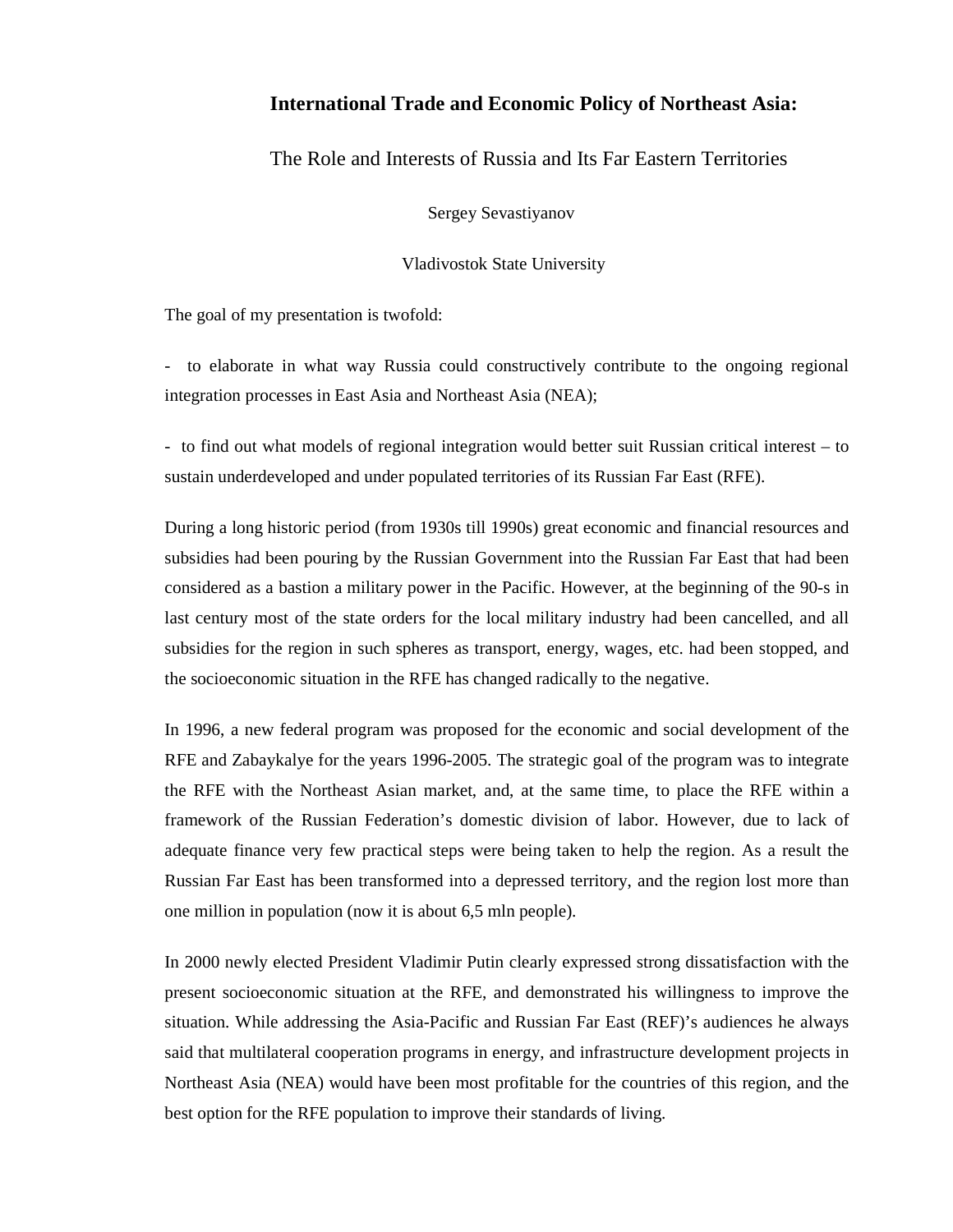# International Trade and Economic Policy of Northeast Asia:

## The Role and Interests of Russia and Its Far Eastern Territories

Sergey Sevastiyanov

Vladivostok State University

The goal of my presentation is twofold:

- to elaborate in what way Russia could constructively contribute to the ongoing regional integration processes in East Asia and Northeast Asia (NEA);

- to find out what models of regional integration would better suit Russian critical interest – to sustain underdeveloped and under populated territories of its Russian Far East (RFE).

During a long historic period (from 1930s till 1990s) great economic and financial resources and subsidies had been pouring by the Russian Government into the Russian Far East that had been considered as a bastion a military power in the Pacific. However, at the beginning of the 90-s in last century most of the state orders for the local military industry had been cancelled, and all subsidies for the region in such spheres as transport, energy, wages, etc. had been stopped, and the socioeconomic situation in the RFE has changed radically to the negative.

In 1996, a new federal program was proposed for the economic and social development of the RFE and Zabaykalye for the years 1996-2005. The strategic goal of the program was to integrate the RFE with the Northeast Asian market, and, at the same time, to place the RFE within a framework of the Russian Federation's domestic division of labor. However, due to lack of adequate finance very few practical steps were being taken to help the region. As a result the Russian Far East has been transformed into a depressed territory, and the region lost more than one million in population (now it is about 6,5 mln people).

In 2000 newly elected President Vladimir Putin clearly expressed strong dissatisfaction with the present socioeconomic situation at the RFE, and demonstrated his willingness to improve the situation. While addressing the Asia-Pacific and Russian Far East (REF)'s audiences he always said that multilateral cooperation programs in energy, and infrastructure development projects in Northeast Asia (NEA) would have been most profitable for the countries of this region, and the best option for the RFE population to improve their standards of living.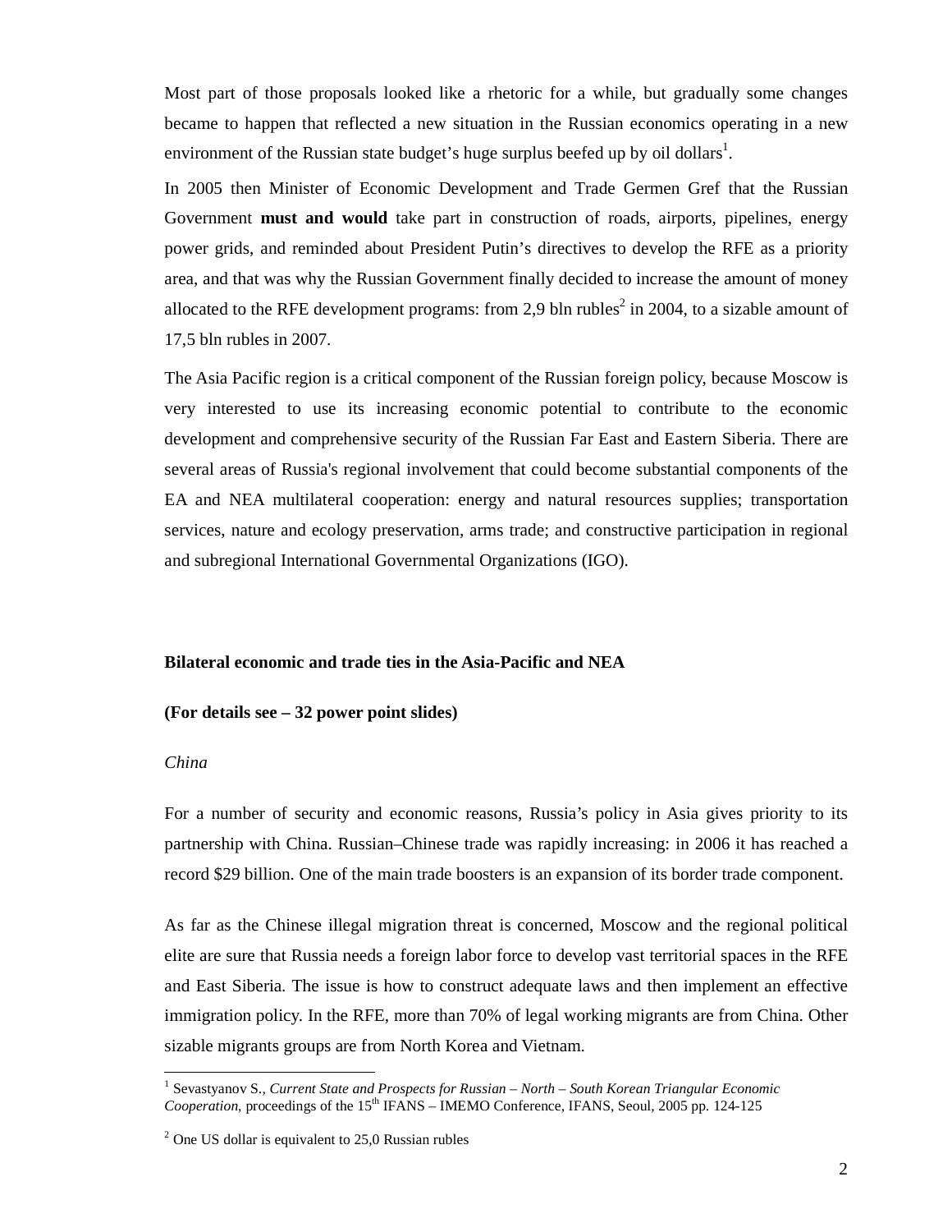Most part of those proposals looked like a rhetoric for a while, but gradually some changes became to happen that reflected a new situation in the Russian economics operating in a new environment of the Russian state budget's huge surplus beefed up by oil dollars[1].

In 2005 then Minister of Economic Development and Trade Germen Gref that the Russian Government **must and would** take part in construction of roads, airports, pipelines, energy power grids, and reminded about President Putin's directives to develop the RFE as a priority area, and that was why the Russian Government finally decided to increase the amount of money allocated to the RFE development programs: from 2,9 bln rubles[2] in 2004, to a sizable amount of 17,5 bln rubles in 2007.

The Asia Pacific region is a critical component of the Russian foreign policy, because Moscow is very interested to use its increasing economic potential to contribute to the economic development and comprehensive security of the Russian Far East and Eastern Siberia. There are several areas of Russia's regional involvement that could become substantial components of the EA and NEA multilateral cooperation: energy and natural resources supplies; transportation services, nature and ecology preservation, arms trade; and constructive participation in regional and subregional International Governmental Organizations (IGO).

**Bilateral economic and trade ties in the Asia-Pacific and NEA**

**(For details see – 32 power point slides)**

*China*

For a number of security and economic reasons, Russia's policy in Asia gives priority to its partnership with China. Russian–Chinese trade was rapidly increasing: in 2006 it has reached a record $29 billion. One of the main trade boosters is an expansion of its border trade component.

As far as the Chinese illegal migration threat is concerned, Moscow and the regional political elite are sure that Russia needs a foreign labor force to develop vast territorial spaces in the RFE and East Siberia. The issue is how to construct adequate laws and then implement an effective immigration policy. In the RFE, more than 70% of legal working migrants are from China. Other sizable migrants groups are from North Korea and Vietnam.

---

[1] Sevastyanov S., *Current State and Prospects for Russian – North – South Korean Triangular Economic Cooperation*, proceedings of the 15th IFANS – IMEMO Conference, IFANS, Seoul, 2005 pp. 124-125

[2] One US dollar is equivalent to 25,0 Russian rubles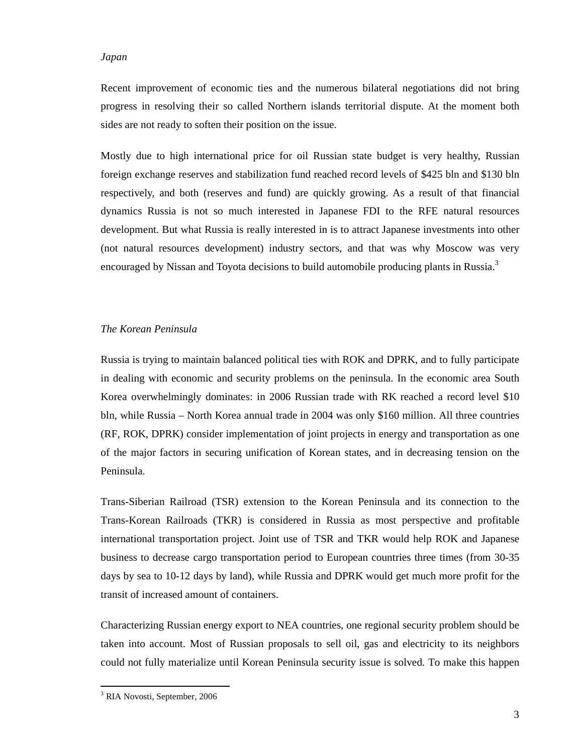*Japan*

Recent improvement of economic ties and the numerous bilateral negotiations did not bring progress in resolving their so called Northern islands territorial dispute. At the moment both sides are not ready to soften their position on the issue.

Mostly due to high international price for oil Russian state budget is very healthy, Russian foreign exchange reserves and stabilization fund reached record levels of $425 bln and $130 bln respectively, and both (reserves and fund) are quickly growing. As a result of that financial dynamics Russia is not so much interested in Japanese FDI to the RFE natural resources development. But what Russia is really interested in is to attract Japanese investments into other (not natural resources development) industry sectors, and that was why Moscow was very encouraged by Nissan and Toyota decisions to build automobile producing plants in Russia.[3]

*The Korean Peninsula*

Russia is trying to maintain balanced political ties with ROK and DPRK, and to fully participate in dealing with economic and security problems on the peninsula. In the economic area South Korea overwhelmingly dominates: in 2006 Russian trade with RK reached a record level $10 bln, while Russia – North Korea annual trade in 2004 was only $160 million. All three countries (RF, ROK, DPRK) consider implementation of joint projects in energy and transportation as one of the major factors in securing unification of Korean states, and in decreasing tension on the Peninsula.

Trans-Siberian Railroad (TSR) extension to the Korean Peninsula and its connection to the Trans-Korean Railroads (TKR) is considered in Russia as most perspective and profitable international transportation project. Joint use of TSR and TKR would help ROK and Japanese business to decrease cargo transportation period to European countries three times (from 30-35 days by sea to 10-12 days by land), while Russia and DPRK would get much more profit for the transit of increased amount of containers.

Characterizing Russian energy export to NEA countries, one regional security problem should be taken into account. Most of Russian proposals to sell oil, gas and electricity to its neighbors could not fully materialize until Korean Peninsula security issue is solved. To make this happen

---

[3] RIA Novosti, September, 2006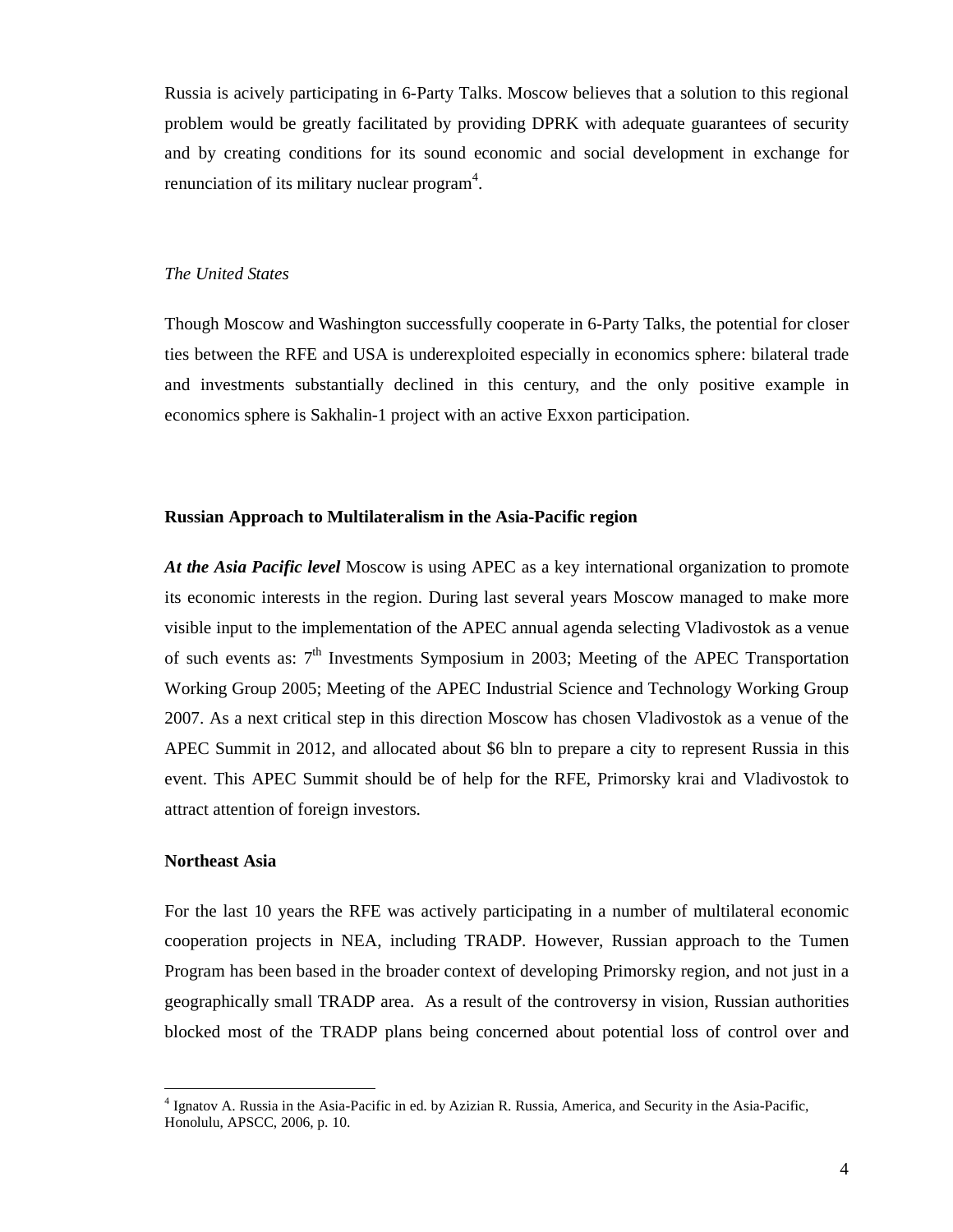Russia is acively participating in 6-Party Talks. Moscow believes that a solution to this regional problem would be greatly facilitated by providing DPRK with adequate guarantees of security and by creating conditions for its sound economic and social development in exchange for renunciation of its military nuclear program[4].

*The United States*

Though Moscow and Washington successfully cooperate in 6-Party Talks, the potential for closer ties between the RFE and USA is underexploited especially in economics sphere: bilateral trade and investments substantially declined in this century, and the only positive example in economics sphere is Sakhalin-1 project with an active Exxon participation.

**Russian Approach to Multilateralism in the Asia-Pacific region**

***At the Asia Pacific level*** Moscow is using APEC as a key international organization to promote its economic interests in the region. During last several years Moscow managed to make more visible input to the implementation of the APEC annual agenda selecting Vladivostok as a venue of such events as: 7th Investments Symposium in 2003; Meeting of the APEC Transportation Working Group 2005; Meeting of the APEC Industrial Science and Technology Working Group 2007. As a next critical step in this direction Moscow has chosen Vladivostok as a venue of the APEC Summit in 2012, and allocated about $6 bln to prepare a city to represent Russia in this event. This APEC Summit should be of help for the RFE, Primorsky krai and Vladivostok to attract attention of foreign investors.

**Northeast Asia**

For the last 10 years the RFE was actively participating in a number of multilateral economic cooperation projects in NEA, including TRADP. However, Russian approach to the Tumen Program has been based in the broader context of developing Primorsky region, and not just in a geographically small TRADP area. As a result of the controversy in vision, Russian authorities blocked most of the TRADP plans being concerned about potential loss of control over and

---

[4] Ignatov A. Russia in the Asia-Pacific in ed. by Azizian R. Russia, America, and Security in the Asia-Pacific, Honolulu, APSCC, 2006, p. 10.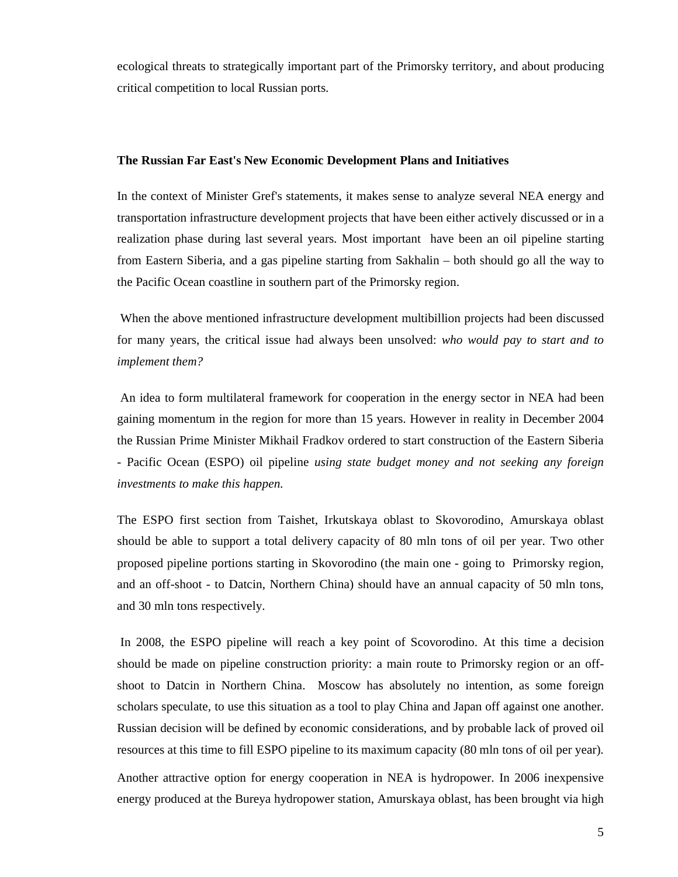ecological threats to strategically important part of the Primorsky territory, and about producing critical competition to local Russian ports.

**The Russian Far East's New Economic Development Plans and Initiatives**

In the context of Minister Gref's statements, it makes sense to analyze several NEA energy and transportation infrastructure development projects that have been either actively discussed or in a realization phase during last several years. Most important have been an oil pipeline starting from Eastern Siberia, and a gas pipeline starting from Sakhalin – both should go all the way to the Pacific Ocean coastline in southern part of the Primorsky region.

When the above mentioned infrastructure development multibillion projects had been discussed for many years, the critical issue had always been unsolved: *who would pay to start and to implement them?*

An idea to form multilateral framework for cooperation in the energy sector in NEA had been gaining momentum in the region for more than 15 years. However in reality in December 2004 the Russian Prime Minister Mikhail Fradkov ordered to start construction of the Eastern Siberia - Pacific Ocean (ESPO) oil pipeline *using state budget money and not seeking any foreign investments to make this happen.*

The ESPO first section from Taishet, Irkutskaya oblast to Skovorodino, Amurskaya oblast should be able to support a total delivery capacity of 80 mln tons of oil per year. Two other proposed pipeline portions starting in Skovorodino (the main one - going to Primorsky region, and an off-shoot - to Datcin, Northern China) should have an annual capacity of 50 mln tons, and 30 mln tons respectively.

In 2008, the ESPO pipeline will reach a key point of Scovorodino. At this time a decision should be made on pipeline construction priority: a main route to Primorsky region or an off-shoot to Datcin in Northern China. Moscow has absolutely no intention, as some foreign scholars speculate, to use this situation as a tool to play China and Japan off against one another. Russian decision will be defined by economic considerations, and by probable lack of proved oil resources at this time to fill ESPO pipeline to its maximum capacity (80 mln tons of oil per year).

Another attractive option for energy cooperation in NEA is hydropower. In 2006 inexpensive energy produced at the Bureya hydropower station, Amurskaya oblast, has been brought via high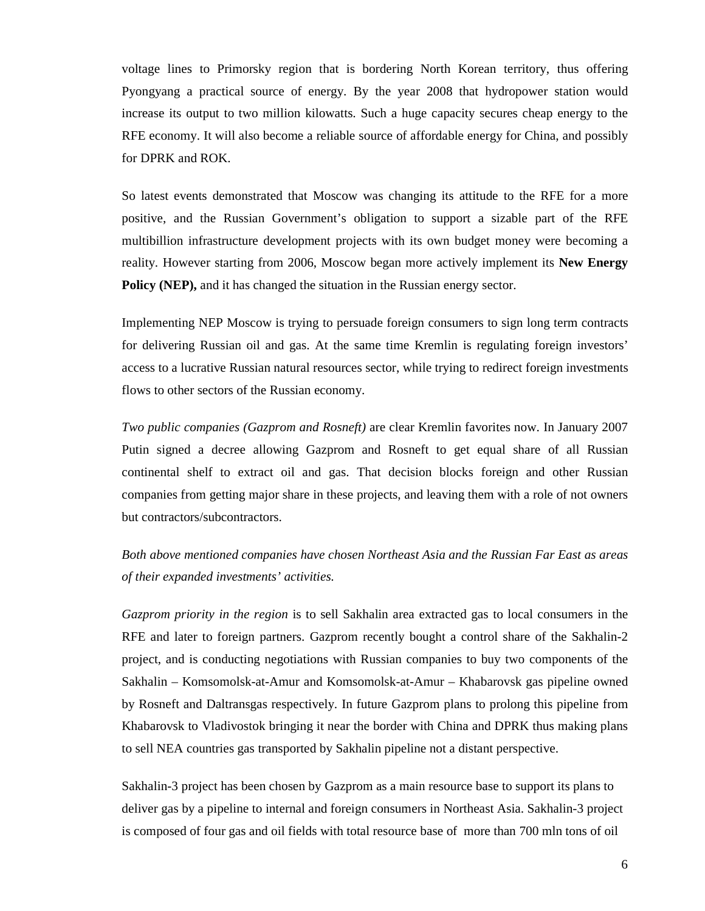voltage lines to Primorsky region that is bordering North Korean territory, thus offering Pyongyang a practical source of energy. By the year 2008 that hydropower station would increase its output to two million kilowatts. Such a huge capacity secures cheap energy to the RFE economy. It will also become a reliable source of affordable energy for China, and possibly for DPRK and ROK.

So latest events demonstrated that Moscow was changing its attitude to the RFE for a more positive, and the Russian Government's obligation to support a sizable part of the RFE multibillion infrastructure development projects with its own budget money were becoming a reality. However starting from 2006, Moscow began more actively implement its **New Energy Policy (NEP),** and it has changed the situation in the Russian energy sector.

Implementing NEP Moscow is trying to persuade foreign consumers to sign long term contracts for delivering Russian oil and gas. At the same time Kremlin is regulating foreign investors' access to a lucrative Russian natural resources sector, while trying to redirect foreign investments flows to other sectors of the Russian economy.

*Two public companies (Gazprom and Rosneft)* are clear Kremlin favorites now. In January 2007 Putin signed a decree allowing Gazprom and Rosneft to get equal share of all Russian continental shelf to extract oil and gas. That decision blocks foreign and other Russian companies from getting major share in these projects, and leaving them with a role of not owners but contractors/subcontractors.

*Both above mentioned companies have chosen Northeast Asia and the Russian Far East as areas of their expanded investments' activities.*

*Gazprom priority in the region* is to sell Sakhalin area extracted gas to local consumers in the RFE and later to foreign partners. Gazprom recently bought a control share of the Sakhalin-2 project, and is conducting negotiations with Russian companies to buy two components of the Sakhalin – Komsomolsk-at-Amur and Komsomolsk-at-Amur – Khabarovsk gas pipeline owned by Rosneft and Daltransgas respectively. In future Gazprom plans to prolong this pipeline from Khabarovsk to Vladivostok bringing it near the border with China and DPRK thus making plans to sell NEA countries gas transported by Sakhalin pipeline not a distant perspective.

Sakhalin-3 project has been chosen by Gazprom as a main resource base to support its plans to deliver gas by a pipeline to internal and foreign consumers in Northeast Asia. Sakhalin-3 project is composed of four gas and oil fields with total resource base of more than 700 mln tons of oil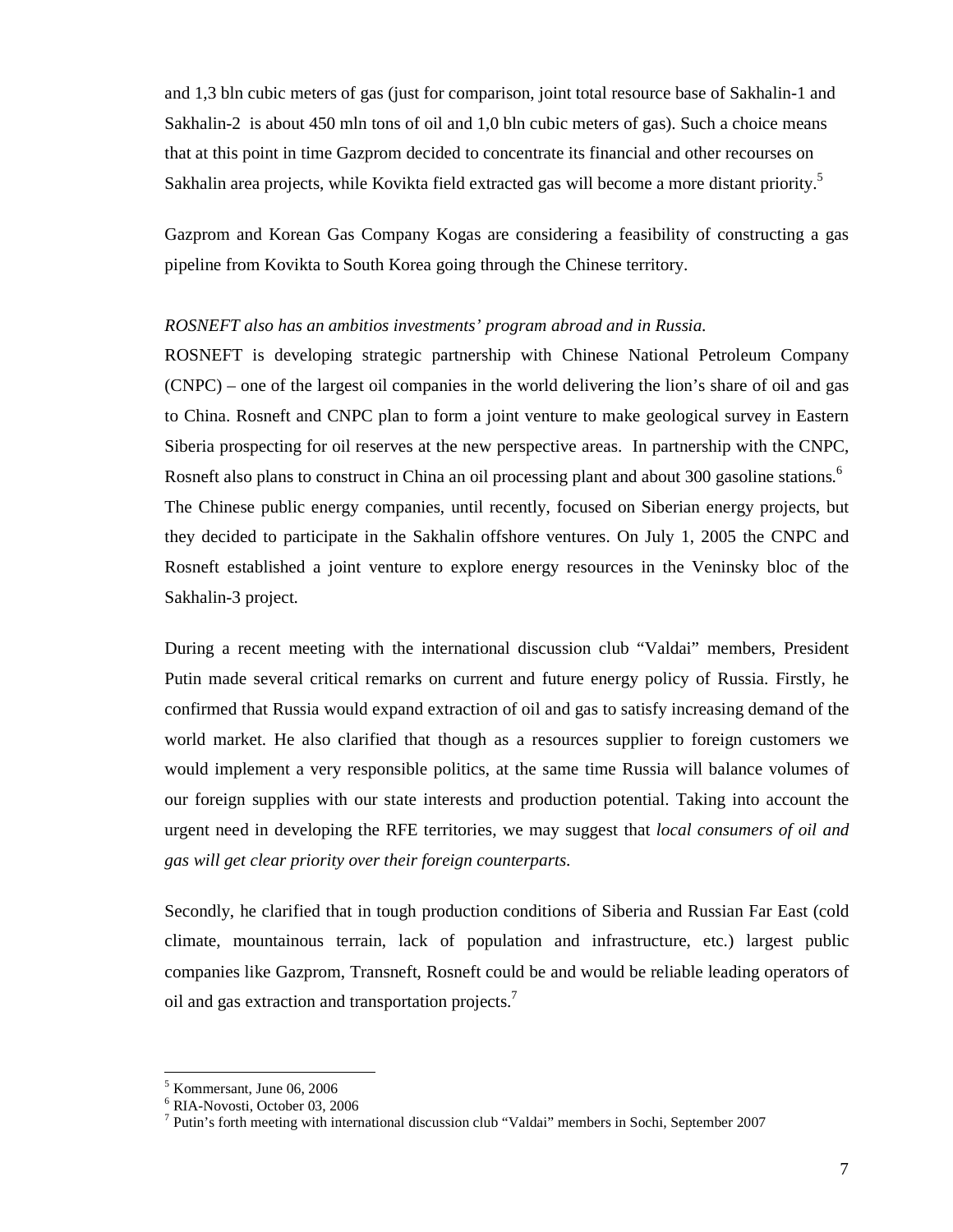and 1,3 bln cubic meters of gas (just for comparison, joint total resource base of Sakhalin-1 and Sakhalin-2 is about 450 mln tons of oil and 1,0 bln cubic meters of gas). Such a choice means that at this point in time Gazprom decided to concentrate its financial and other recourses on Sakhalin area projects, while Kovikta field extracted gas will become a more distant priority.[5]

Gazprom and Korean Gas Company Kogas are considering a feasibility of constructing a gas pipeline from Kovikta to South Korea going through the Chinese territory.

*ROSNEFT also has an ambitios investments' program abroad and in Russia.*

ROSNEFT is developing strategic partnership with Chinese National Petroleum Company (CNPC) – one of the largest oil companies in the world delivering the lion's share of oil and gas to China. Rosneft and CNPC plan to form a joint venture to make geological survey in Eastern Siberia prospecting for oil reserves at the new perspective areas. In partnership with the CNPC, Rosneft also plans to construct in China an oil processing plant and about 300 gasoline stations.[6] The Chinese public energy companies, until recently, focused on Siberian energy projects, but they decided to participate in the Sakhalin offshore ventures. On July 1, 2005 the CNPC and Rosneft established a joint venture to explore energy resources in the Veninsky bloc of the Sakhalin-3 project.

During a recent meeting with the international discussion club "Valdai" members, President Putin made several critical remarks on current and future energy policy of Russia. Firstly, he confirmed that Russia would expand extraction of oil and gas to satisfy increasing demand of the world market. He also clarified that though as a resources supplier to foreign customers we would implement a very responsible politics, at the same time Russia will balance volumes of our foreign supplies with our state interests and production potential. Taking into account the urgent need in developing the RFE territories, we may suggest that *local consumers of oil and gas will get clear priority over their foreign counterparts.*

Secondly, he clarified that in tough production conditions of Siberia and Russian Far East (cold climate, mountainous terrain, lack of population and infrastructure, etc.) largest public companies like Gazprom, Transneft, Rosneft could be and would be reliable leading operators of oil and gas extraction and transportation projects.[7]

---

[5] Kommersant, June 06, 2006

[6] RIA-Novosti, October 03, 2006

[7] Putin's forth meeting with international discussion club "Valdai" members in Sochi, September 2007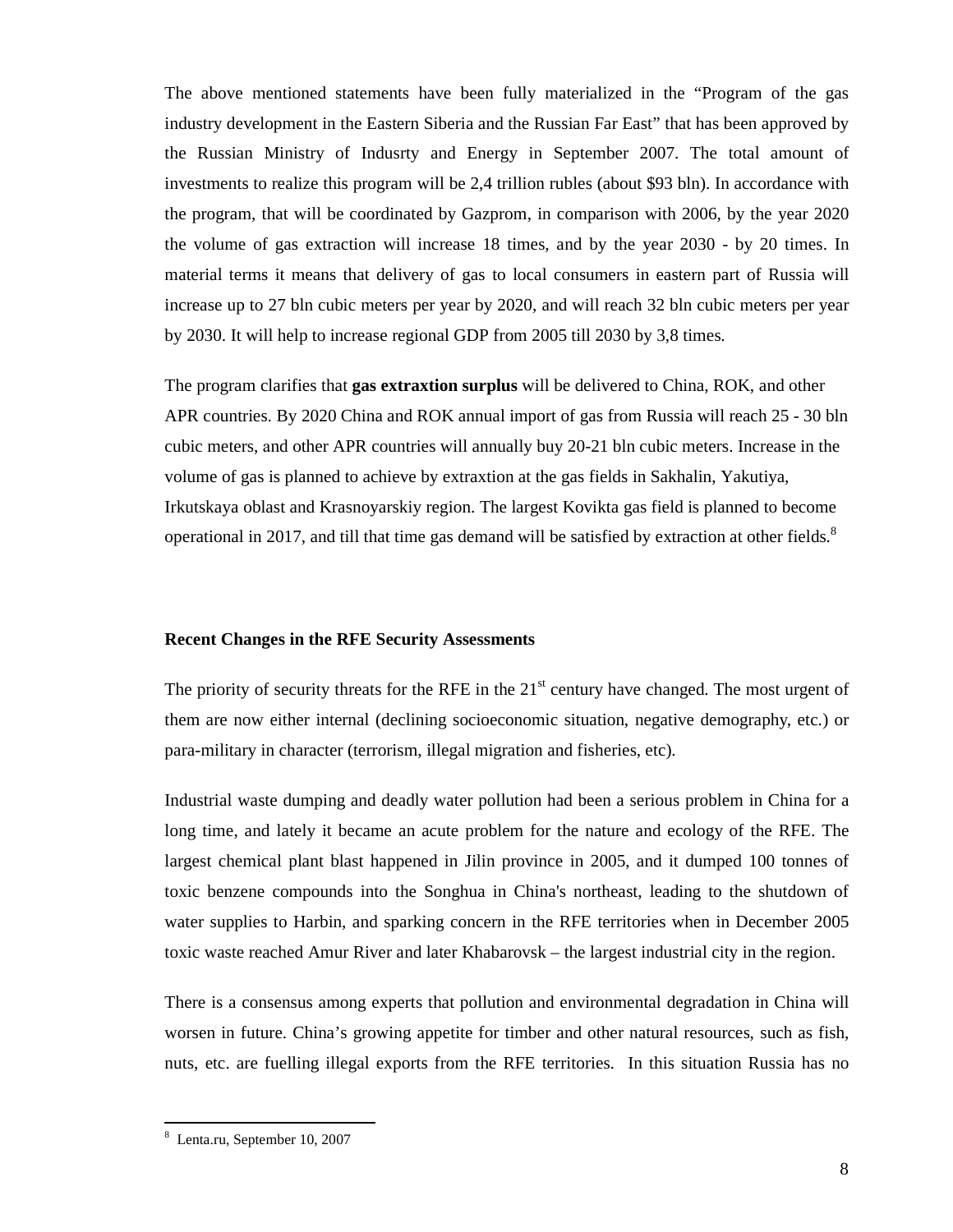The above mentioned statements have been fully materialized in the "Program of the gas industry development in the Eastern Siberia and the Russian Far East" that has been approved by the Russian Ministry of Indusrty and Energy in September 2007. The total amount of investments to realize this program will be 2,4 trillion rubles (about $93 bln). In accordance with the program, that will be coordinated by Gazprom, in comparison with 2006, by the year 2020 the volume of gas extraction will increase 18 times, and by the year 2030 - by 20 times. In material terms it means that delivery of gas to local consumers in eastern part of Russia will increase up to 27 bln cubic meters per year by 2020, and will reach 32 bln cubic meters per year by 2030. It will help to increase regional GDP from 2005 till 2030 by 3,8 times.

The program clarifies that **gas extraxtion surplus** will be delivered to China, ROK, and other APR countries. By 2020 China and ROK annual import of gas from Russia will reach 25 - 30 bln cubic meters, and other APR countries will annually buy 20-21 bln cubic meters. Increase in the volume of gas is planned to achieve by extraxtion at the gas fields in Sakhalin, Yakutiya, Irkutskaya oblast and Krasnoyarskiy region. The largest Kovikta gas field is planned to become operational in 2017, and till that time gas demand will be satisfied by extraction at other fields.[8]

### Recent Changes in the RFE Security Assessments

The priority of security threats for the RFE in the 21st century have changed. The most urgent of them are now either internal (declining socioeconomic situation, negative demography, etc.) or para-military in character (terrorism, illegal migration and fisheries, etc).

Industrial waste dumping and deadly water pollution had been a serious problem in China for a long time, and lately it became an acute problem for the nature and ecology of the RFE. The largest chemical plant blast happened in Jilin province in 2005, and it dumped 100 tonnes of toxic benzene compounds into the Songhua in China's northeast, leading to the shutdown of water supplies to Harbin, and sparking concern in the RFE territories when in December 2005 toxic waste reached Amur River and later Khabarovsk – the largest industrial city in the region.

There is a consensus among experts that pollution and environmental degradation in China will worsen in future. China's growing appetite for timber and other natural resources, such as fish, nuts, etc. are fuelling illegal exports from the RFE territories. In this situation Russia has no

[8] Lenta.ru, September 10, 2007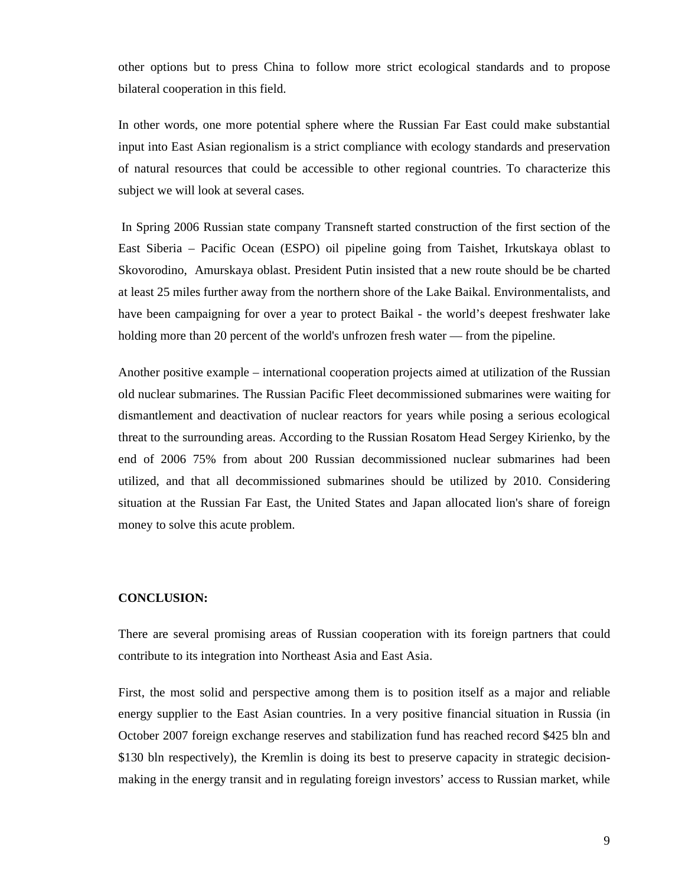other options but to press China to follow more strict ecological standards and to propose bilateral cooperation in this field.

In other words, one more potential sphere where the Russian Far East could make substantial input into East Asian regionalism is a strict compliance with ecology standards and preservation of natural resources that could be accessible to other regional countries. To characterize this subject we will look at several cases.

In Spring 2006 Russian state company Transneft started construction of the first section of the East Siberia – Pacific Ocean (ESPO) oil pipeline going from Taishet, Irkutskaya oblast to Skovorodino, Amurskaya oblast. President Putin insisted that a new route should be be charted at least 25 miles further away from the northern shore of the Lake Baikal. Environmentalists, and have been campaigning for over a year to protect Baikal - the world's deepest freshwater lake holding more than 20 percent of the world's unfrozen fresh water — from the pipeline.

Another positive example – international cooperation projects aimed at utilization of the Russian old nuclear submarines. The Russian Pacific Fleet decommissioned submarines were waiting for dismantlement and deactivation of nuclear reactors for years while posing a serious ecological threat to the surrounding areas. According to the Russian Rosatom Head Sergey Kirienko, by the end of 2006 75% from about 200 Russian decommissioned nuclear submarines had been utilized, and that all decommissioned submarines should be utilized by 2010. Considering situation at the Russian Far East, the United States and Japan allocated lion's share of foreign money to solve this acute problem.

**CONCLUSION:**

There are several promising areas of Russian cooperation with its foreign partners that could contribute to its integration into Northeast Asia and East Asia.

First, the most solid and perspective among them is to position itself as a major and reliable energy supplier to the East Asian countries. In a very positive financial situation in Russia (in October 2007 foreign exchange reserves and stabilization fund has reached record $425 bln and $130 bln respectively), the Kremlin is doing its best to preserve capacity in strategic decision-making in the energy transit and in regulating foreign investors' access to Russian market, while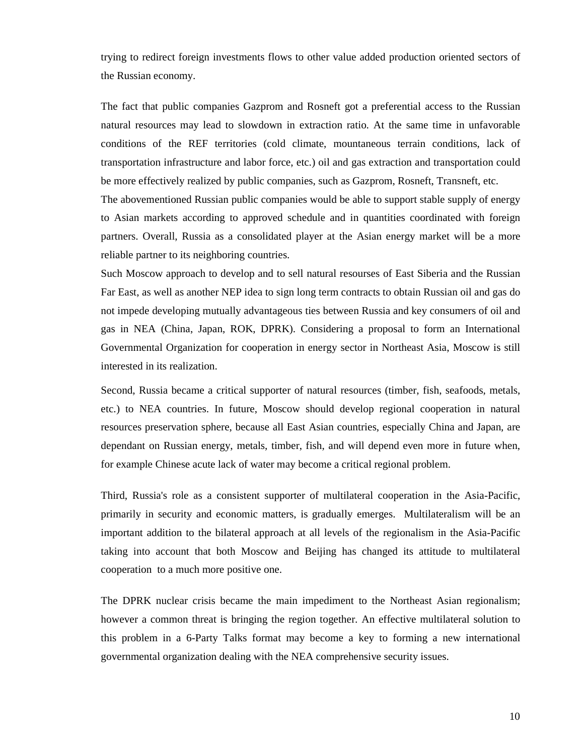trying to redirect foreign investments flows to other value added production oriented sectors of the Russian economy.

The fact that public companies Gazprom and Rosneft got a preferential access to the Russian natural resources may lead to slowdown in extraction ratio. At the same time in unfavorable conditions of the REF territories (cold climate, mountaneous terrain conditions, lack of transportation infrastructure and labor force, etc.) oil and gas extraction and transportation could be more effectively realized by public companies, such as Gazprom, Rosneft, Transneft, etc.

The abovementioned Russian public companies would be able to support stable supply of energy to Asian markets according to approved schedule and in quantities coordinated with foreign partners. Overall, Russia as a consolidated player at the Asian energy market will be a more reliable partner to its neighboring countries.

Such Moscow approach to develop and to sell natural resourses of East Siberia and the Russian Far East, as well as another NEP idea to sign long term contracts to obtain Russian oil and gas do not impede developing mutually advantageous ties between Russia and key consumers of oil and gas in NEA (China, Japan, ROK, DPRK). Considering a proposal to form an International Governmental Organization for cooperation in energy sector in Northeast Asia, Moscow is still interested in its realization.

Second, Russia became a critical supporter of natural resources (timber, fish, seafoods, metals, etc.) to NEA countries. In future, Moscow should develop regional cooperation in natural resources preservation sphere, because all East Asian countries, especially China and Japan, are dependant on Russian energy, metals, timber, fish, and will depend even more in future when, for example Chinese acute lack of water may become a critical regional problem.

Third, Russia's role as a consistent supporter of multilateral cooperation in the Asia-Pacific, primarily in security and economic matters, is gradually emerges. Multilateralism will be an important addition to the bilateral approach at all levels of the regionalism in the Asia-Pacific taking into account that both Moscow and Beijing has changed its attitude to multilateral cooperation to a much more positive one.

The DPRK nuclear crisis became the main impediment to the Northeast Asian regionalism; however a common threat is bringing the region together. An effective multilateral solution to this problem in a 6-Party Talks format may become a key to forming a new international governmental organization dealing with the NEA comprehensive security issues.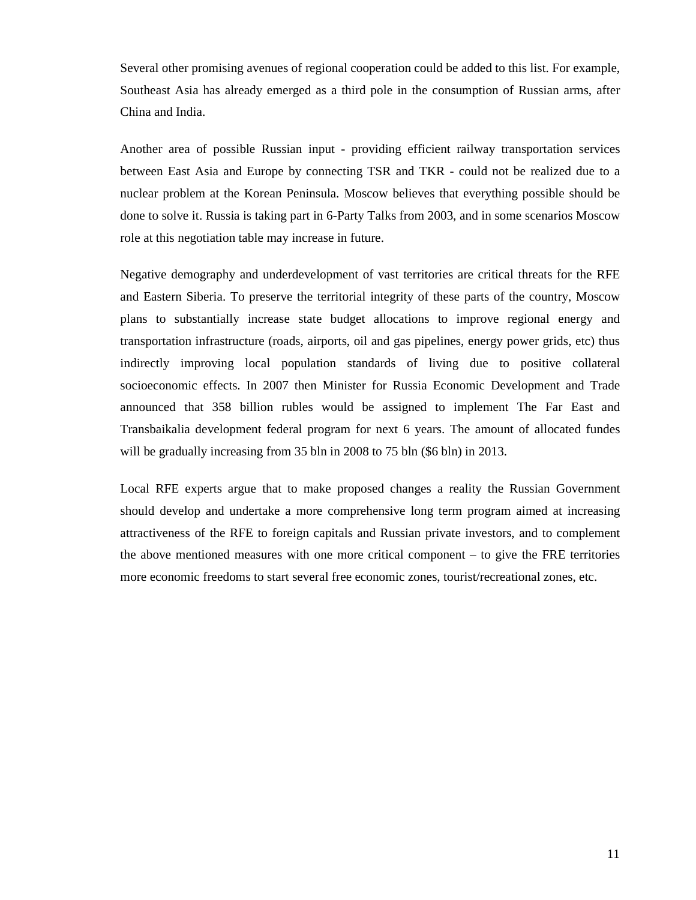Several other promising avenues of regional cooperation could be added to this list. For example, Southeast Asia has already emerged as a third pole in the consumption of Russian arms, after China and India.

Another area of possible Russian input - providing efficient railway transportation services between East Asia and Europe by connecting TSR and TKR - could not be realized due to a nuclear problem at the Korean Peninsula. Moscow believes that everything possible should be done to solve it. Russia is taking part in 6-Party Talks from 2003, and in some scenarios Moscow role at this negotiation table may increase in future.

Negative demography and underdevelopment of vast territories are critical threats for the RFE and Eastern Siberia. To preserve the territorial integrity of these parts of the country, Moscow plans to substantially increase state budget allocations to improve regional energy and transportation infrastructure (roads, airports, oil and gas pipelines, energy power grids, etc) thus indirectly improving local population standards of living due to positive collateral socioeconomic effects. In 2007 then Minister for Russia Economic Development and Trade announced that 358 billion rubles would be assigned to implement The Far East and Transbaikalia development federal program for next 6 years. The amount of allocated fundes will be gradually increasing from 35 bln in 2008 to 75 bln ($6 bln) in 2013.

Local RFE experts argue that to make proposed changes a reality the Russian Government should develop and undertake a more comprehensive long term program aimed at increasing attractiveness of the RFE to foreign capitals and Russian private investors, and to complement the above mentioned measures with one more critical component – to give the FRE territories more economic freedoms to start several free economic zones, tourist/recreational zones, etc.